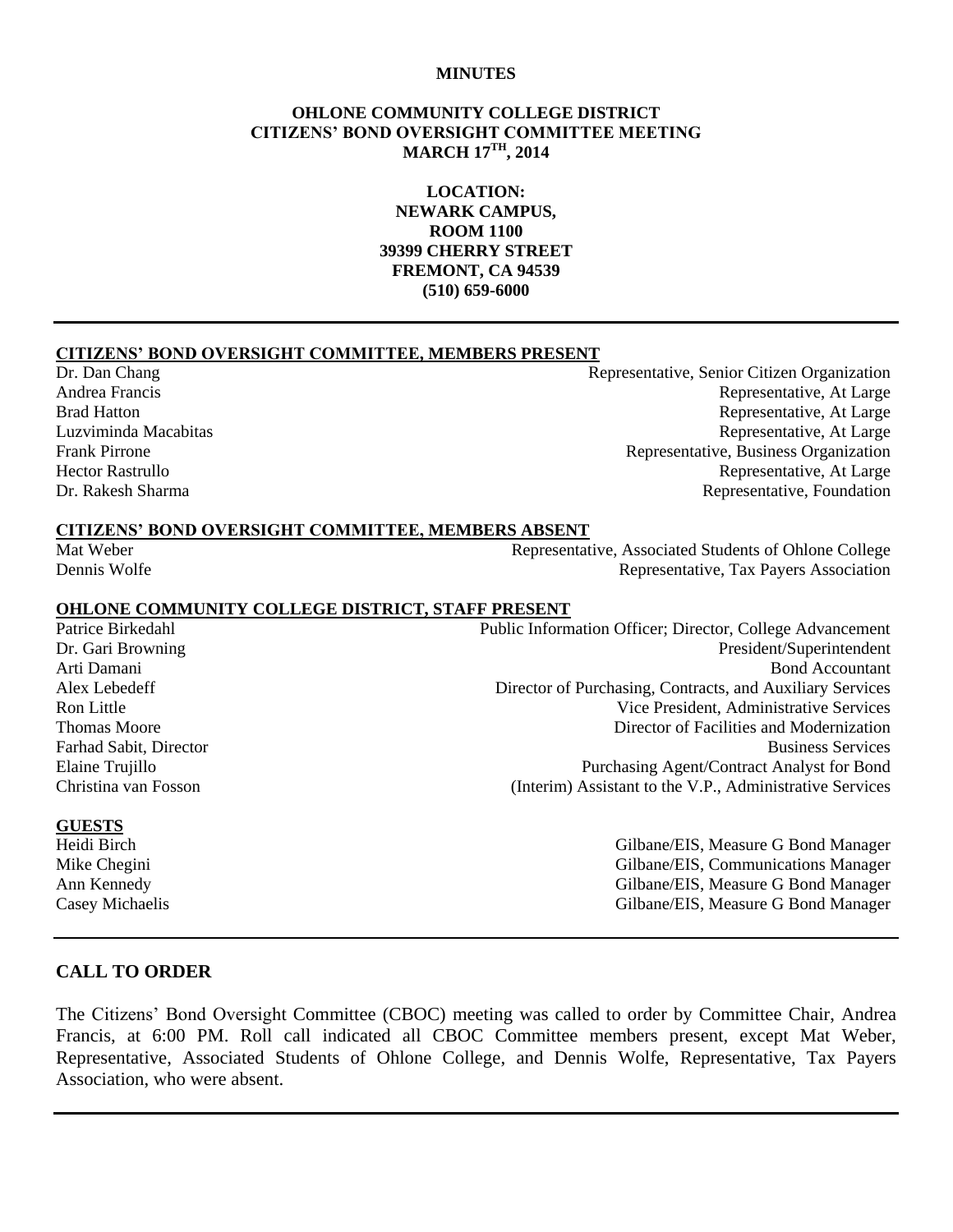**MINUTES**

**OHLONE COMMUNITY COLLEGE DISTRICT**
**CITIZENS' BOND OVERSIGHT COMMITTEE MEETING**
**MARCH 17TH, 2014**

**LOCATION:**
**NEWARK CAMPUS,**
**ROOM 1100**
**39399 CHERRY STREET**
**FREMONT, CA 94539**
**(510) 659-6000**

---

**CITIZENS' BOND OVERSIGHT COMMITTEE, MEMBERS PRESENT**

| | |
|---|---|
| Dr. Dan Chang | Representative, Senior Citizen Organization |
| Andrea Francis | Representative, At Large |
| Brad Hatton | Representative, At Large |
| Luzviminda Macabitas | Representative, At Large |
| Frank Pirrone | Representative, Business Organization |
| Hector Rastrullo | Representative, At Large |
| Dr. Rakesh Sharma | Representative, Foundation |

**CITIZENS' BOND OVERSIGHT COMMITTEE, MEMBERS ABSENT**

| | |
|---|---|
| Mat Weber | Representative, Associated Students of Ohlone College |
| Dennis Wolfe | Representative, Tax Payers Association |

**OHLONE COMMUNITY COLLEGE DISTRICT, STAFF PRESENT**

| | |
|---|---|
| Patrice Birkedahl | Public Information Officer; Director, College Advancement |
| Dr. Gari Browning | President/Superintendent |
| Arti Damani | Bond Accountant |
| Alex Lebedeff | Director of Purchasing, Contracts, and Auxiliary Services |
| Ron Little | Vice President, Administrative Services |
| Thomas Moore | Director of Facilities and Modernization |
| Farhad Sabit, Director | Business Services |
| Elaine Trujillo | Purchasing Agent/Contract Analyst for Bond |
| Christina van Fosson | (Interim) Assistant to the V.P., Administrative Services |

**GUESTS**

| | |
|---|---|
| Heidi Birch | Gilbane/EIS, Measure G Bond Manager |
| Mike Chegini | Gilbane/EIS, Communications Manager |
| Ann Kennedy | Gilbane/EIS, Measure G Bond Manager |
| Casey Michaelis | Gilbane/EIS, Measure G Bond Manager |

---

## CALL TO ORDER

The Citizens' Bond Oversight Committee (CBOC) meeting was called to order by Committee Chair, Andrea Francis, at 6:00 PM. Roll call indicated all CBOC Committee members present, except Mat Weber, Representative, Associated Students of Ohlone College, and Dennis Wolfe, Representative, Tax Payers Association, who were absent.

---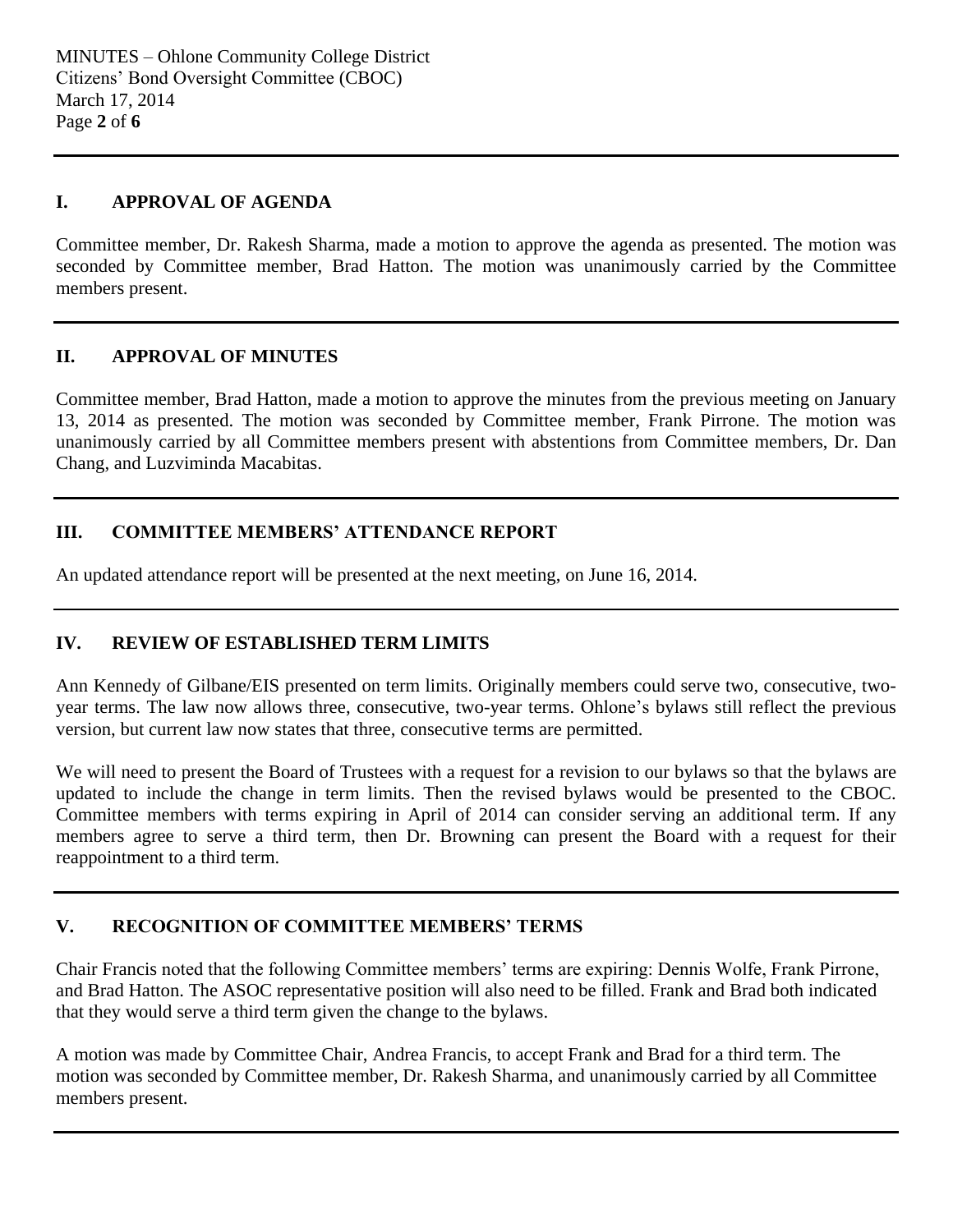## I. APPROVAL OF AGENDA

Committee member, Dr. Rakesh Sharma, made a motion to approve the agenda as presented. The motion was seconded by Committee member, Brad Hatton. The motion was unanimously carried by the Committee members present.

---

## II. APPROVAL OF MINUTES

Committee member, Brad Hatton, made a motion to approve the minutes from the previous meeting on January 13, 2014 as presented. The motion was seconded by Committee member, Frank Pirrone. The motion was unanimously carried by all Committee members present with abstentions from Committee members, Dr. Dan Chang, and Luzviminda Macabitas.

---

## III. COMMITTEE MEMBERS' ATTENDANCE REPORT

An updated attendance report will be presented at the next meeting, on June 16, 2014.

---

## IV. REVIEW OF ESTABLISHED TERM LIMITS

Ann Kennedy of Gilbane/EIS presented on term limits. Originally members could serve two, consecutive, two-year terms. The law now allows three, consecutive, two-year terms. Ohlone's bylaws still reflect the previous version, but current law now states that three, consecutive terms are permitted.

We will need to present the Board of Trustees with a request for a revision to our bylaws so that the bylaws are updated to include the change in term limits. Then the revised bylaws would be presented to the CBOC. Committee members with terms expiring in April of 2014 can consider serving an additional term. If any members agree to serve a third term, then Dr. Browning can present the Board with a request for their reappointment to a third term.

---

## V. RECOGNITION OF COMMITTEE MEMBERS' TERMS

Chair Francis noted that the following Committee members' terms are expiring: Dennis Wolfe, Frank Pirrone, and Brad Hatton. The ASOC representative position will also need to be filled. Frank and Brad both indicated that they would serve a third term given the change to the bylaws.

A motion was made by Committee Chair, Andrea Francis, to accept Frank and Brad for a third term. The motion was seconded by Committee member, Dr. Rakesh Sharma, and unanimously carried by all Committee members present.

---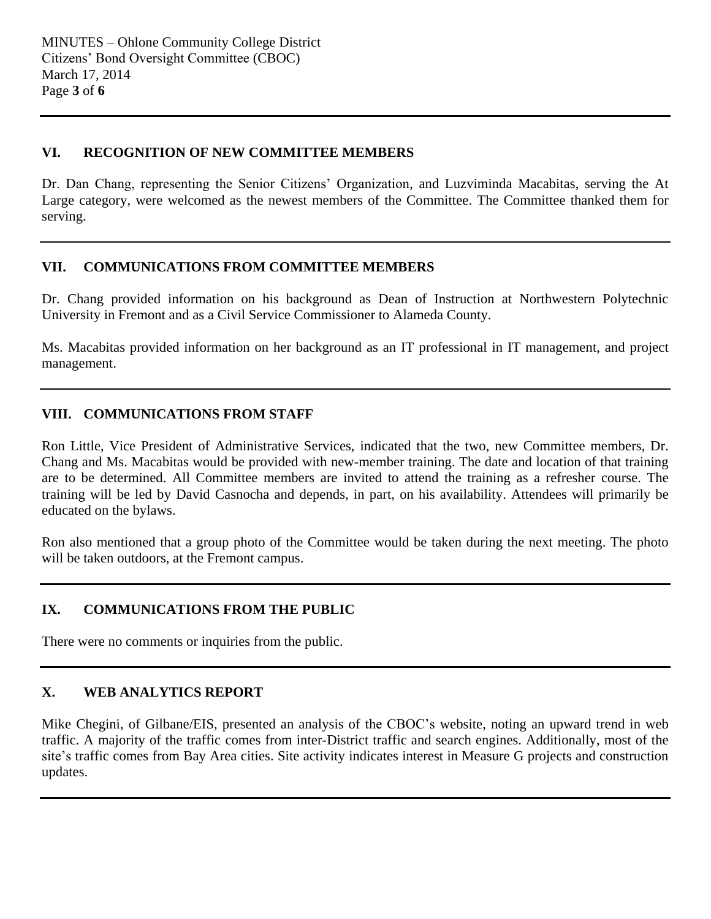## VI. RECOGNITION OF NEW COMMITTEE MEMBERS

Dr. Dan Chang, representing the Senior Citizens' Organization, and Luzviminda Macabitas, serving the At Large category, were welcomed as the newest members of the Committee. The Committee thanked them for serving.

## VII. COMMUNICATIONS FROM COMMITTEE MEMBERS

Dr. Chang provided information on his background as Dean of Instruction at Northwestern Polytechnic University in Fremont and as a Civil Service Commissioner to Alameda County.

Ms. Macabitas provided information on her background as an IT professional in IT management, and project management.

## VIII. COMMUNICATIONS FROM STAFF

Ron Little, Vice President of Administrative Services, indicated that the two, new Committee members, Dr. Chang and Ms. Macabitas would be provided with new-member training. The date and location of that training are to be determined. All Committee members are invited to attend the training as a refresher course. The training will be led by David Casnocha and depends, in part, on his availability. Attendees will primarily be educated on the bylaws.

Ron also mentioned that a group photo of the Committee would be taken during the next meeting. The photo will be taken outdoors, at the Fremont campus.

## IX. COMMUNICATIONS FROM THE PUBLIC

There were no comments or inquiries from the public.

## X. WEB ANALYTICS REPORT

Mike Chegini, of Gilbane/EIS, presented an analysis of the CBOC's website, noting an upward trend in web traffic. A majority of the traffic comes from inter-District traffic and search engines. Additionally, most of the site's traffic comes from Bay Area cities. Site activity indicates interest in Measure G projects and construction updates.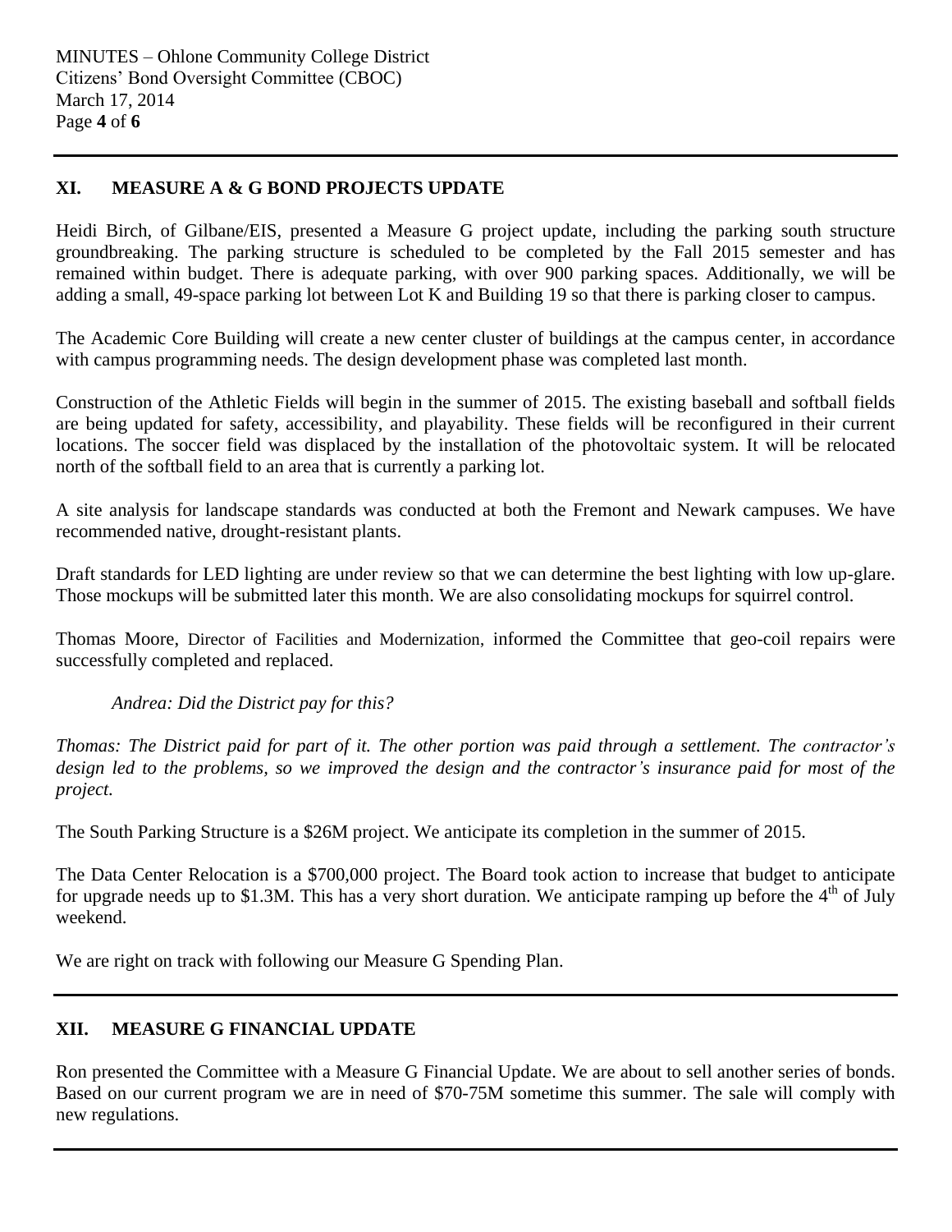## XI. MEASURE A & G BOND PROJECTS UPDATE

Heidi Birch, of Gilbane/EIS, presented a Measure G project update, including the parking south structure groundbreaking. The parking structure is scheduled to be completed by the Fall 2015 semester and has remained within budget. There is adequate parking, with over 900 parking spaces. Additionally, we will be adding a small, 49-space parking lot between Lot K and Building 19 so that there is parking closer to campus.

The Academic Core Building will create a new center cluster of buildings at the campus center, in accordance with campus programming needs. The design development phase was completed last month.

Construction of the Athletic Fields will begin in the summer of 2015. The existing baseball and softball fields are being updated for safety, accessibility, and playability. These fields will be reconfigured in their current locations. The soccer field was displaced by the installation of the photovoltaic system. It will be relocated north of the softball field to an area that is currently a parking lot.

A site analysis for landscape standards was conducted at both the Fremont and Newark campuses. We have recommended native, drought-resistant plants.

Draft standards for LED lighting are under review so that we can determine the best lighting with low up-glare. Those mockups will be submitted later this month. We are also consolidating mockups for squirrel control.

Thomas Moore, Director of Facilities and Modernization, informed the Committee that geo-coil repairs were successfully completed and replaced.

*Andrea: Did the District pay for this?*

*Thomas: The District paid for part of it. The other portion was paid through a settlement. The contractor's design led to the problems, so we improved the design and the contractor's insurance paid for most of the project.*

The South Parking Structure is a $26M project. We anticipate its completion in the summer of 2015.

The Data Center Relocation is a $700,000 project. The Board took action to increase that budget to anticipate for upgrade needs up to $1.3M. This has a very short duration. We anticipate ramping up before the 4th of July weekend.

We are right on track with following our Measure G Spending Plan.

## XII. MEASURE G FINANCIAL UPDATE

Ron presented the Committee with a Measure G Financial Update. We are about to sell another series of bonds. Based on our current program we are in need of $70-75M sometime this summer. The sale will comply with new regulations.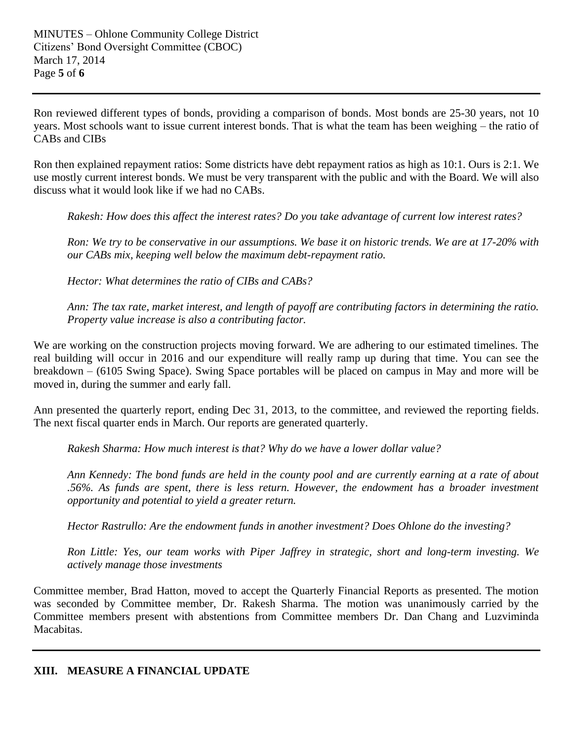Ron reviewed different types of bonds, providing a comparison of bonds. Most bonds are 25-30 years, not 10 years. Most schools want to issue current interest bonds. That is what the team has been weighing – the ratio of CABs and CIBs

Ron then explained repayment ratios: Some districts have debt repayment ratios as high as 10:1. Ours is 2:1. We use mostly current interest bonds. We must be very transparent with the public and with the Board. We will also discuss what it would look like if we had no CABs.

> *Rakesh: How does this affect the interest rates? Do you take advantage of current low interest rates?*
>
> *Ron: We try to be conservative in our assumptions. We base it on historic trends. We are at 17-20% with our CABs mix, keeping well below the maximum debt-repayment ratio.*
>
> *Hector: What determines the ratio of CIBs and CABs?*
>
> *Ann: The tax rate, market interest, and length of payoff are contributing factors in determining the ratio. Property value increase is also a contributing factor.*

We are working on the construction projects moving forward. We are adhering to our estimated timelines. The real building will occur in 2016 and our expenditure will really ramp up during that time. You can see the breakdown – (6105 Swing Space). Swing Space portables will be placed on campus in May and more will be moved in, during the summer and early fall.

Ann presented the quarterly report, ending Dec 31, 2013, to the committee, and reviewed the reporting fields. The next fiscal quarter ends in March. Our reports are generated quarterly.

> *Rakesh Sharma: How much interest is that? Why do we have a lower dollar value?*
>
> *Ann Kennedy: The bond funds are held in the county pool and are currently earning at a rate of about .56%. As funds are spent, there is less return. However, the endowment has a broader investment opportunity and potential to yield a greater return.*
>
> *Hector Rastrullo: Are the endowment funds in another investment? Does Ohlone do the investing?*
>
> *Ron Little: Yes, our team works with Piper Jaffrey in strategic, short and long-term investing. We actively manage those investments*

Committee member, Brad Hatton, moved to accept the Quarterly Financial Reports as presented. The motion was seconded by Committee member, Dr. Rakesh Sharma. The motion was unanimously carried by the Committee members present with abstentions from Committee members Dr. Dan Chang and Luzviminda Macabitas.

## XIII. MEASURE A FINANCIAL UPDATE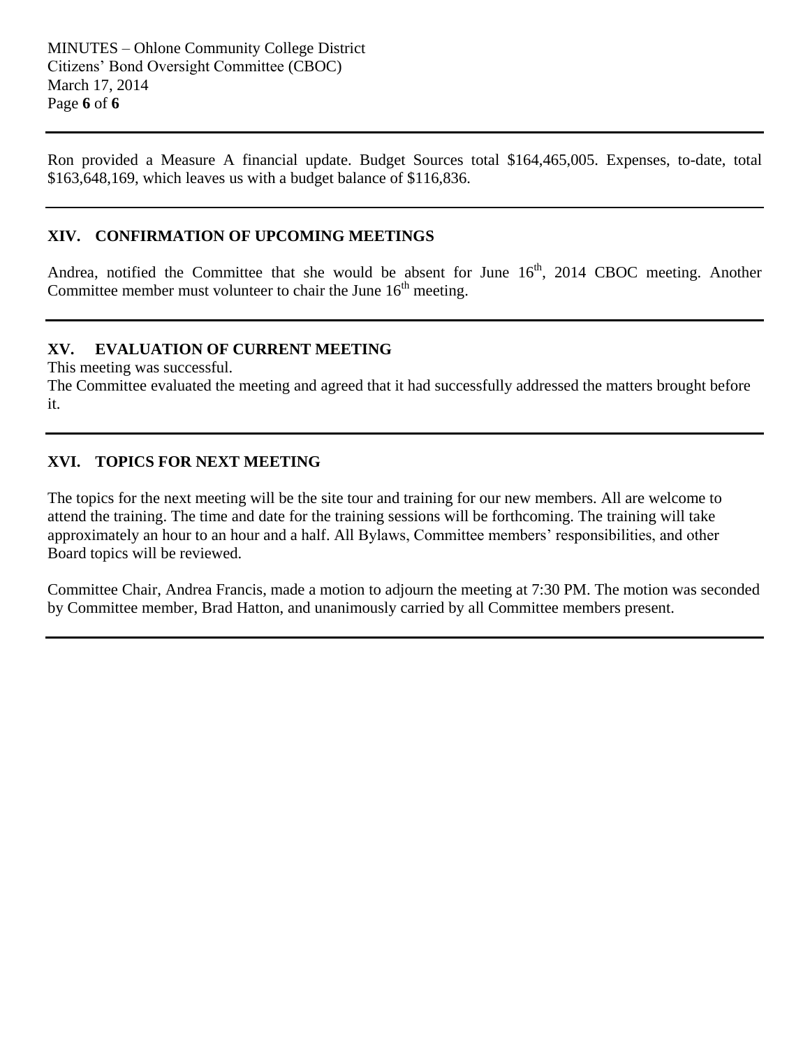Ron provided a Measure A financial update. Budget Sources total $164,465,005. Expenses, to-date, total $163,648,169, which leaves us with a budget balance of $116,836.

## XIV. CONFIRMATION OF UPCOMING MEETINGS

Andrea, notified the Committee that she would be absent for June 16th, 2014 CBOC meeting. Another Committee member must volunteer to chair the June 16th meeting.

## XV. EVALUATION OF CURRENT MEETING

This meeting was successful.
The Committee evaluated the meeting and agreed that it had successfully addressed the matters brought before it.

## XVI. TOPICS FOR NEXT MEETING

The topics for the next meeting will be the site tour and training for our new members. All are welcome to attend the training. The time and date for the training sessions will be forthcoming. The training will take approximately an hour to an hour and a half. All Bylaws, Committee members' responsibilities, and other Board topics will be reviewed.

Committee Chair, Andrea Francis, made a motion to adjourn the meeting at 7:30 PM. The motion was seconded by Committee member, Brad Hatton, and unanimously carried by all Committee members present.